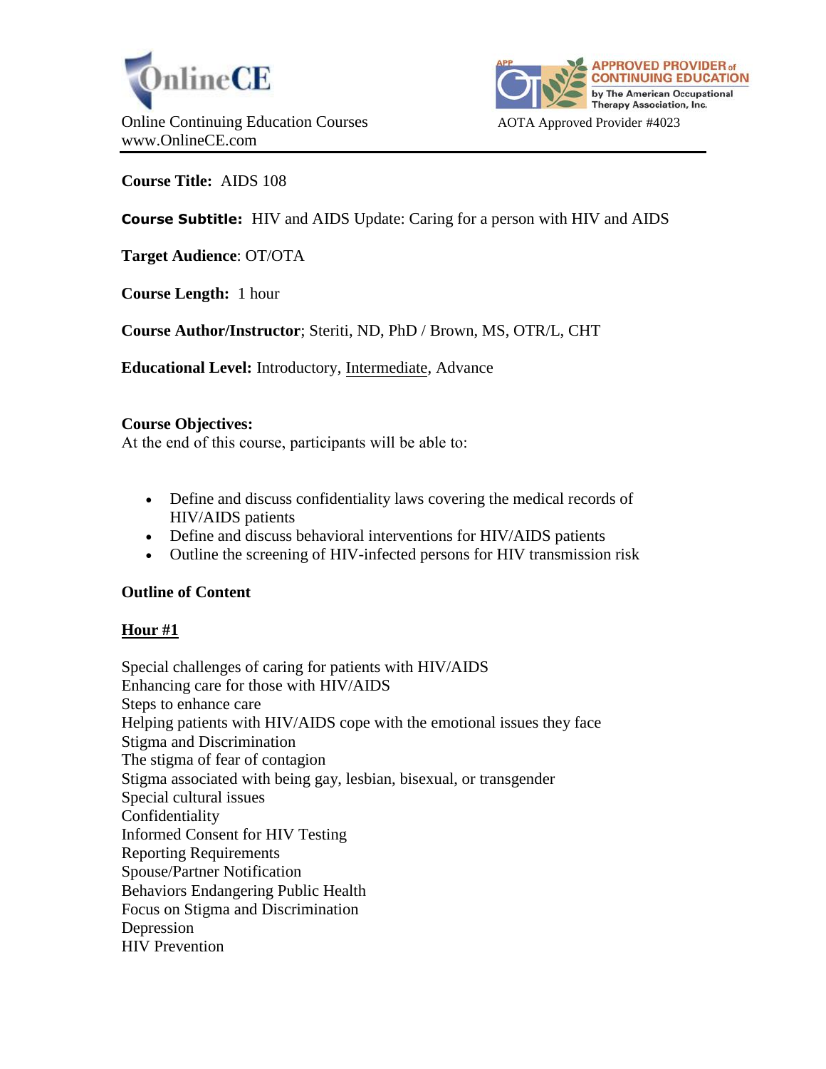OnlineCE

Online Continuing Education Courses
www.OnlineCE.com

APPROVED PROVIDER of CONTINUING EDUCATION by The American Occupational Therapy Association, Inc.

AOTA Approved Provider #4023

---

**Course Title:** AIDS 108

**Course Subtitle:** HIV and AIDS Update: Caring for a person with HIV and AIDS

**Target Audience**: OT/OTA

**Course Length:** 1 hour

**Course Author/Instructor**; Steriti, ND, PhD / Brown, MS, OTR/L, CHT

**Educational Level:** Introductory, Intermediate, Advance

**Course Objectives:**
At the end of this course, participants will be able to:

- Define and discuss confidentiality laws covering the medical records of HIV/AIDS patients
- Define and discuss behavioral interventions for HIV/AIDS patients
- Outline the screening of HIV-infected persons for HIV transmission risk

**Outline of Content**

**Hour #1**

Special challenges of caring for patients with HIV/AIDS
Enhancing care for those with HIV/AIDS
Steps to enhance care
Helping patients with HIV/AIDS cope with the emotional issues they face
Stigma and Discrimination
The stigma of fear of contagion
Stigma associated with being gay, lesbian, bisexual, or transgender
Special cultural issues
Confidentiality
Informed Consent for HIV Testing
Reporting Requirements
Spouse/Partner Notification
Behaviors Endangering Public Health
Focus on Stigma and Discrimination
Depression
HIV Prevention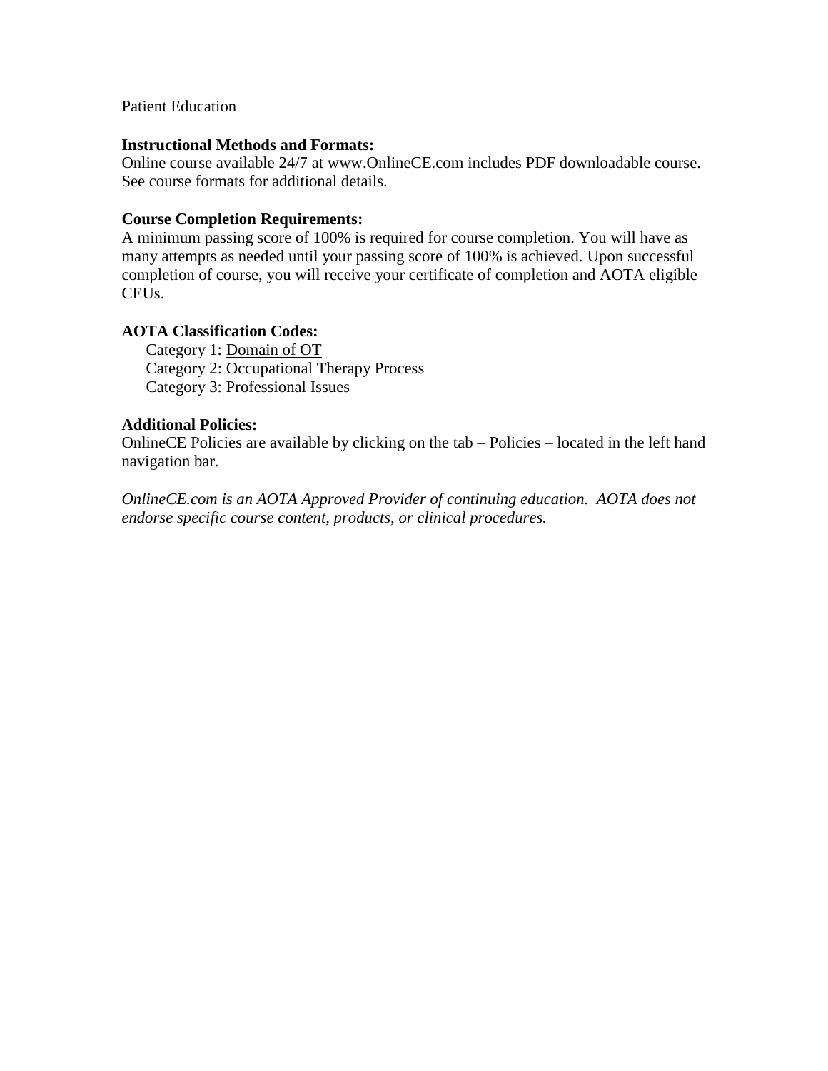Patient Education

**Instructional Methods and Formats:**
Online course available 24/7 at www.OnlineCE.com includes PDF downloadable course. See course formats for additional details.

**Course Completion Requirements:**
A minimum passing score of 100% is required for course completion. You will have as many attempts as needed until your passing score of 100% is achieved. Upon successful completion of course, you will receive your certificate of completion and AOTA eligible CEUs.

**AOTA Classification Codes:**
- Category 1: <u>Domain of OT</u>
- Category 2: <u>Occupational Therapy Process</u>
- Category 3: Professional Issues

**Additional Policies:**
OnlineCE Policies are available by clicking on the tab – Policies – located in the left hand navigation bar.

*OnlineCE.com is an AOTA Approved Provider of continuing education. AOTA does not endorse specific course content, products, or clinical procedures.*